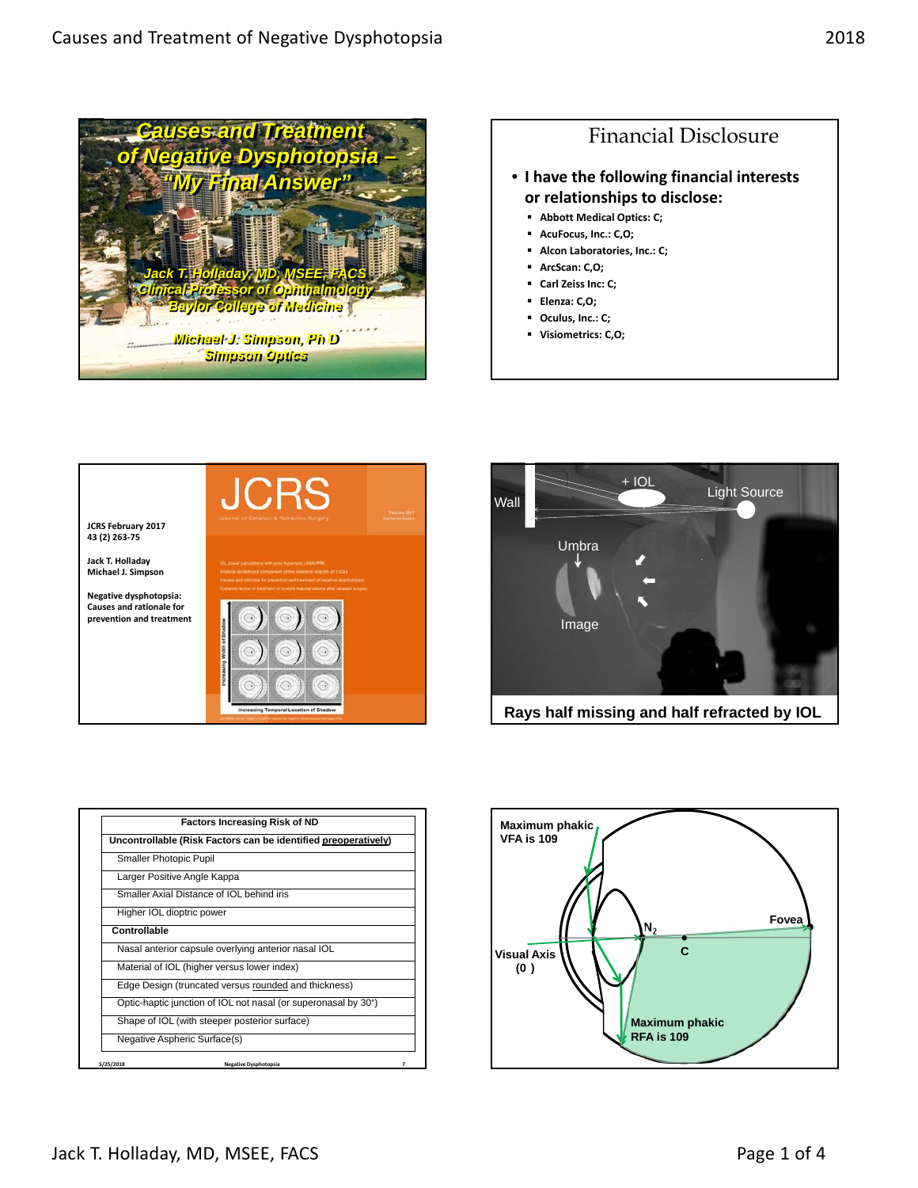# Causes and Treatment of Negative Dysphotopsia – "My Final Answer"

Jack T. Holladay, MD, MSEE, FACS
Clinical Professor of Ophthalmology
Baylor College of Medicine

Michael J. Simpson, Ph D
Simpson Optics

## Financial Disclosure

- I have the following financial interests or relationships to disclose:
  - Abbott Medical Optics: C;
  - AcuFocus, Inc.: C,O;
  - Alcon Laboratories, Inc.: C;
  - ArcScan: C,O;
  - Carl Zeiss Inc: C;
  - Elenza: C,O;
  - Oculus, Inc.: C;
  - Visiometrics: C,O;

JCRS February 2017
43 (2) 263-75

Jack T. Holladay
Michael J. Simpson

**Negative dysphotopsia: Causes and rationale for prevention and treatment**

Wall
+ IOL
Light Source
Umbra
Image

**Rays half missing and half refracted by IOL**

| Factors Increasing Risk of ND |
|---|
| **Uncontrollable (Risk Factors can be identified preoperatively)** |
| Smaller Photopic Pupil |
| Larger Positive Angle Kappa |
| Smaller Axial Distance of IOL behind iris |
| Higher IOL dioptric power |
| **Controllable** |
| Nasal anterior capsule overlying anterior nasal IOL |
| Material of IOL (higher versus lower index) |
| Edge Design (truncated versus rounded and thickness) |
| Optic-haptic junction of IOL not nasal (or superonasal by 30°) |
| Shape of IOL (with steeper posterior surface) |
| Negative Aspheric Surface(s) |

Maximum phakic VFA is 109
Visual Axis (0 )
$N_2$
C
Fovea
Maximum phakic RFA is 109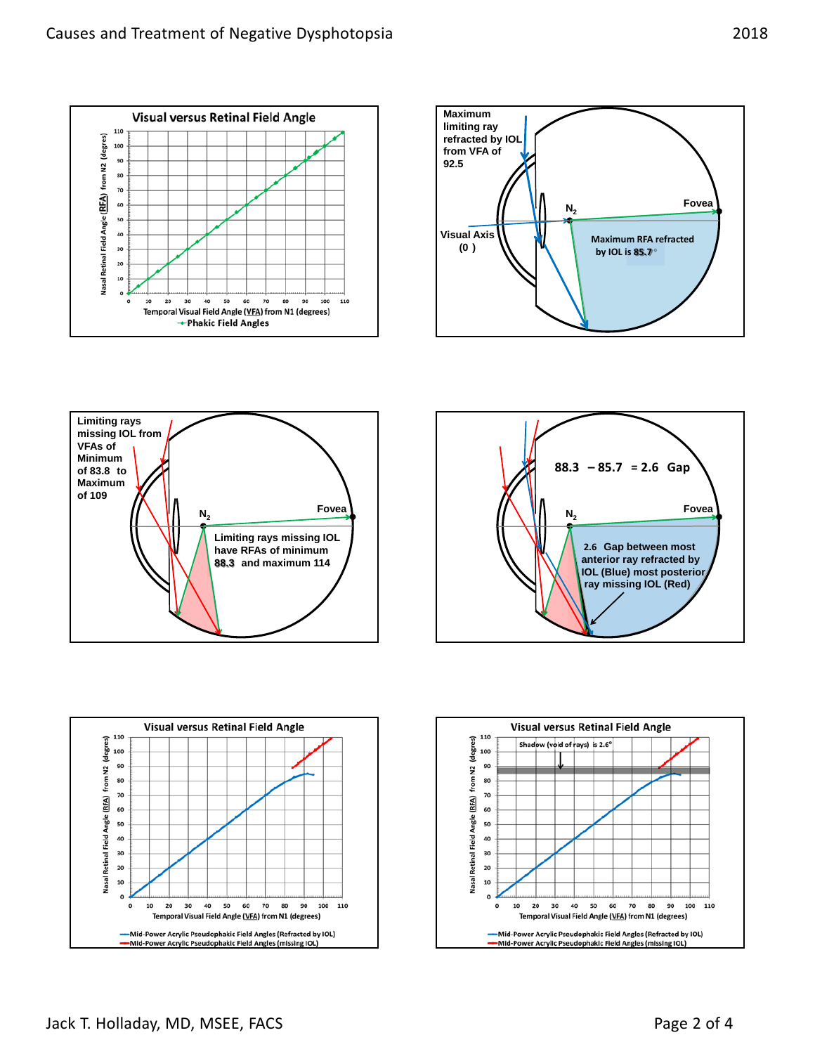**Visual versus Retinal Field Angle**

Nasal Retinal Field Angle (RFA) from N2 (degrees)

Temporal Visual Field Angle (VFA) from N1 (degrees)

Phakic Field Angles

Maximum limiting ray refracted by IOL from VFA of 92.5

Visual Axis (0)

$N_2$

Fovea

Maximum RFA refracted by IOL is 85.7°

Limiting rays missing IOL from VFAs of Minimum of 83.8 to Maximum of 109

$N_2$

Fovea

Limiting rays missing IOL have RFAs of minimum 88.3 and maximum 114

88.3 – 85.7 = 2.6 Gap

$N_2$

Fovea

2.6 Gap between most anterior ray refracted by IOL (Blue) most posterior ray missing IOL (Red)

**Visual versus Retinal Field Angle**

Nasal Retinal Field Angle (RFA) from N2 (degrees)

Temporal Visual Field Angle (VFA) from N1 (degrees)

Mid-Power Acrylic Pseudophakic Field Angles (Refracted by IOL)

Mid-Power Acrylic Pseudophakic Field Angles (missing IOL)

**Visual versus Retinal Field Angle**

Shadow (void of rays) is 2.6°

Nasal Retinal Field Angle (RFA) from N2 (degrees)

Temporal Visual Field Angle (VFA) from N1 (degrees)

Mid-Power Acrylic Pseudophakic Field Angles (Refracted by IOL)

Mid-Power Acrylic Pseudophakic Field Angles (missing IOL)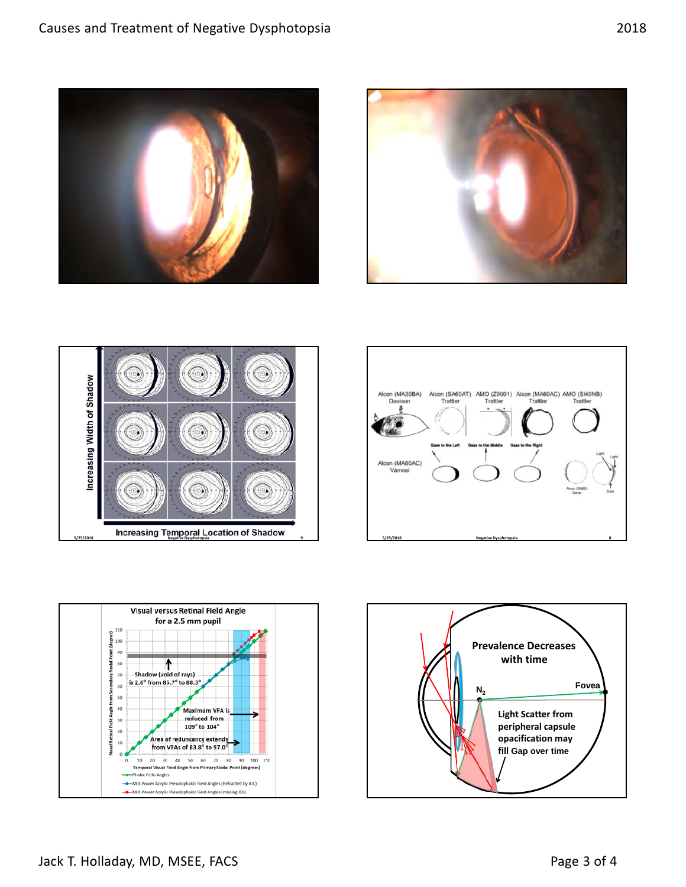Increasing Width of Shadow

Increasing Temporal Location of Shadow

Alcon (MA30BA) Davison | Alcon (SA60AT) Trattler | AMO (Z9001) Trattler | Alcon (MA60AC) Trattler | AMO (SI40NB) Trattler

Gaze to the Left | Gaze to the Middle | Gaze to the Right

Alcon (MA60AC) Vámosi

Light | Light | Dark

Alcon (SN60) Osher

## Visual versus Retinal Field Angle for a 2.5 mm pupil

Shadow (void of rays) is 2.6° from 85.7° to 88.3°

Maximum VFA is reduced from 109° to 104°

Area of redundancy extends from VFAs of 83.8° to 97.0°

Nasal Retinal Field Angle from Secondary Nodal Point (degrees)

Temporal Visual Field Angle from Primary Nodal Point (degrees)

- Phakic Field Angles
- Mid-Power Acrylic Pseudophakic Field Angles (Refracted by IOL)
- Mid-Power Acrylic Pseudophakic Field Angles (missing IOL)

**Prevalence Decreases with time**

$N_2$

Fovea

**Light Scatter from peripheral capsule opacification may fill Gap over time**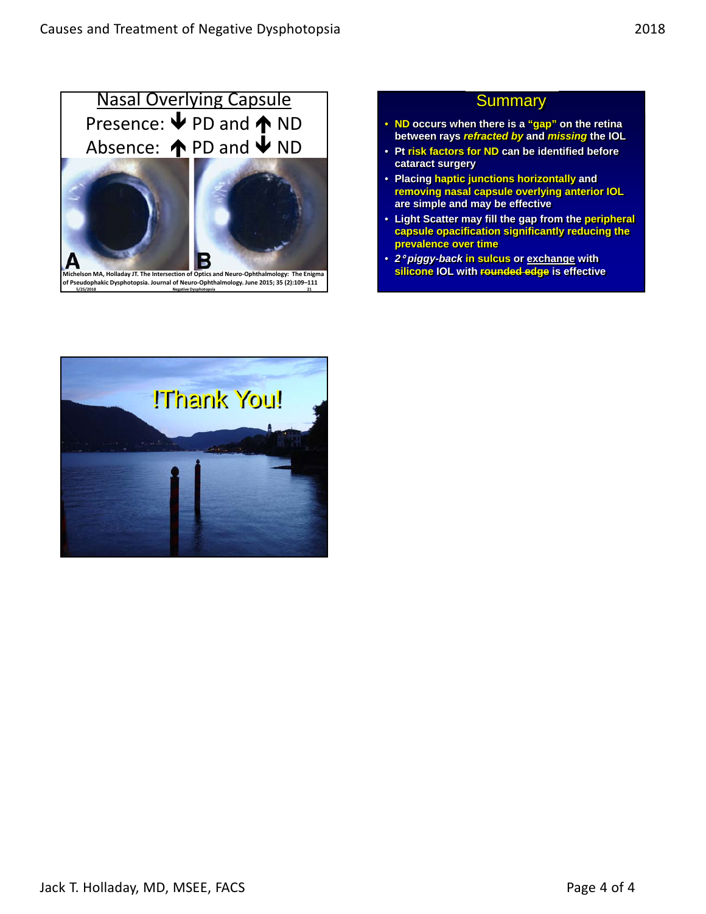## Nasal Overlying Capsule

Presence: ↓ PD and ↑ ND

Absence: ↑ PD and ↓ ND

A B

Michelson MA, Holladay JT. The Intersection of Optics and Neuro-Ophthalmology: The Enigma of Pseudophakic Dysphotopsia. Journal of Neuro-Ophthalmology. June 2015; 35 (2):109–111

## Summary

- **ND occurs when there is a "gap" on the retina between rays *refracted by* and *missing* the IOL**
- **Pt risk factors for ND can be identified before cataract surgery**
- **Placing haptic junctions horizontally and removing nasal capsule overlying anterior IOL are simple and may be effective**
- **Light Scatter may fill the gap from the peripheral capsule opacification significantly reducing the prevalence over time**
- ***2° piggy-back* in sulcus or exchange with silicone IOL with ~~rounded edge~~ is effective**

## !Thank You!